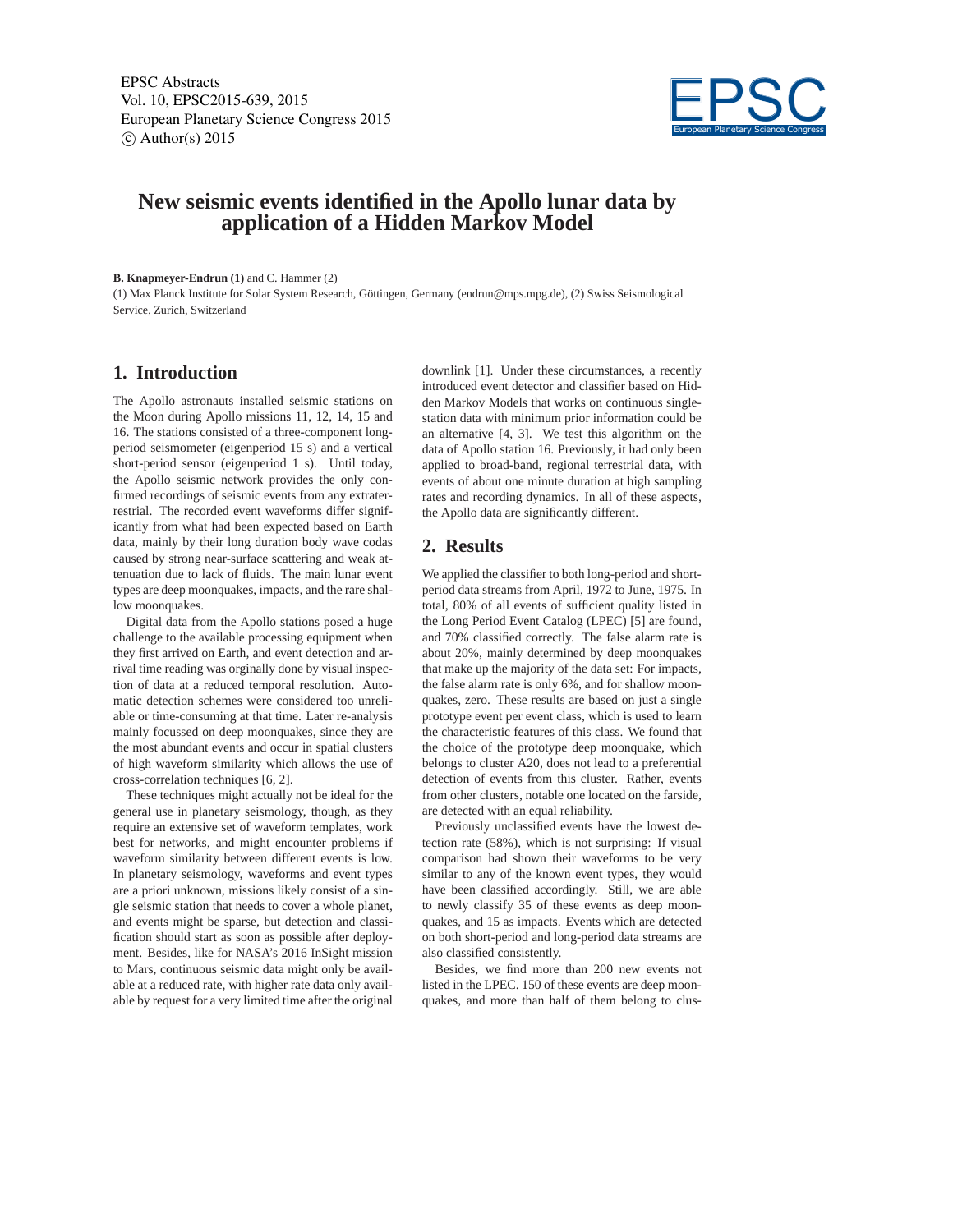# New seismic events identified in the Apollo lunar data by application of a Hidden Markov Model

**B. Knapmeyer-Endrun (1)** and C. Hammer (2)

(1) Max Planck Institute for Solar System Research, Göttingen, Germany (endrun@mps.mpg.de), (2) Swiss Seismological Service, Zurich, Switzerland

## 1. Introduction

The Apollo astronauts installed seismic stations on the Moon during Apollo missions 11, 12, 14, 15 and 16. The stations consisted of a three-component long-period seismometer (eigenperiod 15 s) and a vertical short-period sensor (eigenperiod 1 s). Until today, the Apollo seismic network provides the only confirmed recordings of seismic events from any extraterrestrial. The recorded event waveforms differ significantly from what had been expected based on Earth data, mainly by their long duration body wave codas caused by strong near-surface scattering and weak attenuation due to lack of fluids. The main lunar event types are deep moonquakes, impacts, and the rare shallow moonquakes.

Digital data from the Apollo stations posed a huge challenge to the available processing equipment when they first arrived on Earth, and event detection and arrival time reading was orginally done by visual inspection of data at a reduced temporal resolution. Automatic detection schemes were considered too unreliable or time-consuming at that time. Later re-analysis mainly focussed on deep moonquakes, since they are the most abundant events and occur in spatial clusters of high waveform similarity which allows the use of cross-correlation techniques [6, 2].

These techniques might actually not be ideal for the general use in planetary seismology, though, as they require an extensive set of waveform templates, work best for networks, and might encounter problems if waveform similarity between different events is low. In planetary seismology, waveforms and event types are a priori unknown, missions likely consist of a single seismic station that needs to cover a whole planet, and events might be sparse, but detection and classification should start as soon as possible after deployment. Besides, like for NASA's 2016 InSight mission to Mars, continuous seismic data might only be available at a reduced rate, with higher rate data only available by request for a very limited time after the original downlink [1]. Under these circumstances, a recently introduced event detector and classifier based on Hidden Markov Models that works on continuous single-station data with minimum prior information could be an alternative [4, 3]. We test this algorithm on the data of Apollo station 16. Previously, it had only been applied to broad-band, regional terrestrial data, with events of about one minute duration at high sampling rates and recording dynamics. In all of these aspects, the Apollo data are significantly different.

## 2. Results

We applied the classifier to both long-period and short-period data streams from April, 1972 to June, 1975. In total, 80% of all events of sufficient quality listed in the Long Period Event Catalog (LPEC) [5] are found, and 70% classified correctly. The false alarm rate is about 20%, mainly determined by deep moonquakes that make up the majority of the data set: For impacts, the false alarm rate is only 6%, and for shallow moonquakes, zero. These results are based on just a single prototype event per event class, which is used to learn the characteristic features of this class. We found that the choice of the prototype deep moonquake, which belongs to cluster A20, does not lead to a preferential detection of events from this cluster. Rather, events from other clusters, notable one located on the farside, are detected with an equal reliability.

Previously unclassified events have the lowest detection rate (58%), which is not surprising: If visual comparison had shown their waveforms to be very similar to any of the known event types, they would have been classified accordingly. Still, we are able to newly classify 35 of these events as deep moonquakes, and 15 as impacts. Events which are detected on both short-period and long-period data streams are also classified consistently.

Besides, we find more than 200 new events not listed in the LPEC. 150 of these events are deep moonquakes, and more than half of them belong to clus-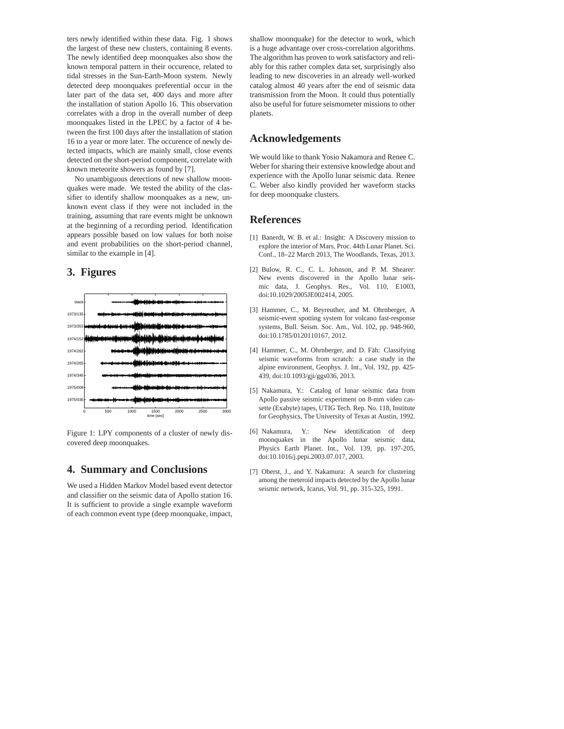ters newly identified within these data. Fig. 1 shows the largest of these new clusters, containing 8 events. The newly identified deep moonquakes also show the known temporal pattern in their occurence, related to tidal stresses in the Sun-Earth-Moon system. Newly detected deep moonquakes preferential occur in the later part of the data set, 400 days and more after the installation of station Apollo 16. This observation correlates with a drop in the overall number of deep moonquakes listed in the LPEC by a factor of 4 between the first 100 days after the installation of station 16 to a year or more later. The occurence of newly detected impacts, which are mainly small, close events detected on the short-period component, correlate with known meteorite showers as found by [7].

No unambiguous detections of new shallow moonquakes were made. We tested the ability of the classifier to identify shallow moonquakes as a new, unknown event class if they were not included in the training, assuming that rare events might be unknown at the beginning of a recording period. Identification appears possible based on low values for both noise and event probabilities on the short-period channel, similar to the example in [4].

## 3. Figures

stack
1973/135
1973/353
1974/152
1974/262
1974/265
1974/346
1975/009
1975/036
0
500
1000
1500
2000
2500
3000
time [sec]

Figure 1: LPY components of a cluster of newly discovered deep moonquakes.

## 4. Summary and Conclusions

We used a Hidden Markov Model based event detector and classifier on the seismic data of Apollo station 16. It is sufficient to provide a single example waveform of each common event type (deep moonquake, impact, shallow moonquake) for the detector to work, which is a huge advantage over cross-correlation algorithms. The algorithm has proven to work satisfactory and reliably for this rather complex data set, surprisingly also leading to new discoveries in an already well-worked catalog almost 40 years after the end of seismic data transmission from the Moon. It could thus potentially also be useful for future seismometer missions to other planets.

## Acknowledgements

We would like to thank Yosio Nakamura and Renee C. Weber for sharing their extensive knowledge about and experience with the Apollo lunar seismic data. Renee C. Weber also kindly provided her waveform stacks for deep moonquake clusters.

## References

[1] Banerdt, W. B. et al.: Insight: A Discovery mission to explore the interior of Mars, Proc. 44th Lunar Planet. Sci. Conf., 18–22 March 2013, The Woodlands, Texas, 2013.

[2] Bulow, R. C., C. L. Johnson, and P. M. Shearer: New events discovered in the Apollo lunar seismic data, J. Geophys. Res., Vol. 110, E1003, doi:10.1029/2005JE002414, 2005.

[3] Hammer, C., M. Beyreuther, and M. Ohrnberger, A seismic-event spotting system for volcano fast-response systems, Bull. Seism. Soc. Am., Vol. 102, pp. 948-960, doi:10.1785/0120110167, 2012.

[4] Hammer, C., M. Ohrnberger, and D. Fäh: Classifying seismic waveforms from scratch: a case study in the alpine environment, Geophys. J. Int., Vol. 192, pp. 425-439, doi:10.1093/gji/ggs036, 2013.

[5] Nakamura, Y.: Catalog of lunar seismic data from Apollo passive seismic experiment on 8-mm video cassette (Exabyte) tapes, UTIG Tech. Rep. No. 118, Institute for Geophysics, The University of Texas at Austin, 1992.

[6] Nakamura, Y.: New identification of deep moonquakes in the Apollo lunar seismic data, Physics Earth Planet. Int., Vol. 139, pp. 197-205, doi:10.1016/j.pepi.2003.07.017, 2003.

[7] Oberst, J., and Y. Nakamura: A search for clustering among the meteroid impacts detected by the Apollo lunar seismic network, Icarus, Vol. 91, pp. 315-325, 1991.